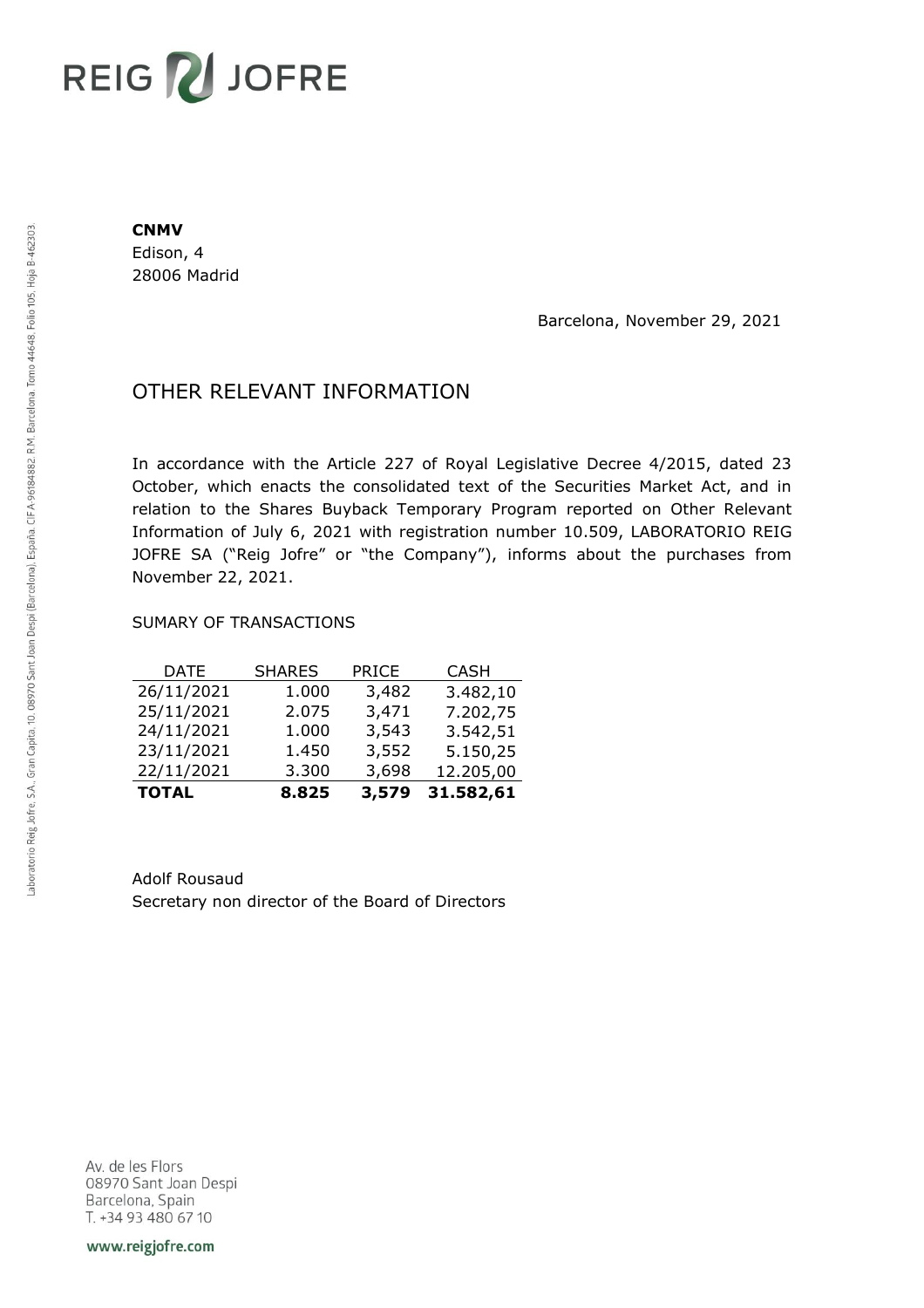**CNMV**
Edison, 4
28006 Madrid

Barcelona, November 29, 2021

## OTHER RELEVANT INFORMATION

In accordance with the Article 227 of Royal Legislative Decree 4/2015, dated 23 October, which enacts the consolidated text of the Securities Market Act, and in relation to the Shares Buyback Temporary Program reported on Other Relevant Information of July 6, 2021 with registration number 10.509, LABORATORIO REIG JOFRE SA ("Reig Jofre" or "the Company"), informs about the purchases from November 22, 2021.

SUMARY OF TRANSACTIONS

| DATE | SHARES | PRICE | CASH |
|---|---|---|---|
| 26/11/2021 | 1.000 | 3,482 | 3.482,10 |
| 25/11/2021 | 2.075 | 3,471 | 7.202,75 |
| 24/11/2021 | 1.000 | 3,543 | 3.542,51 |
| 23/11/2021 | 1.450 | 3,552 | 5.150,25 |
| 22/11/2021 | 3.300 | 3,698 | 12.205,00 |
| **TOTAL** | **8.825** | **3,579** | **31.582,61** |

Adolf Rousaud
Secretary non director of the Board of Directors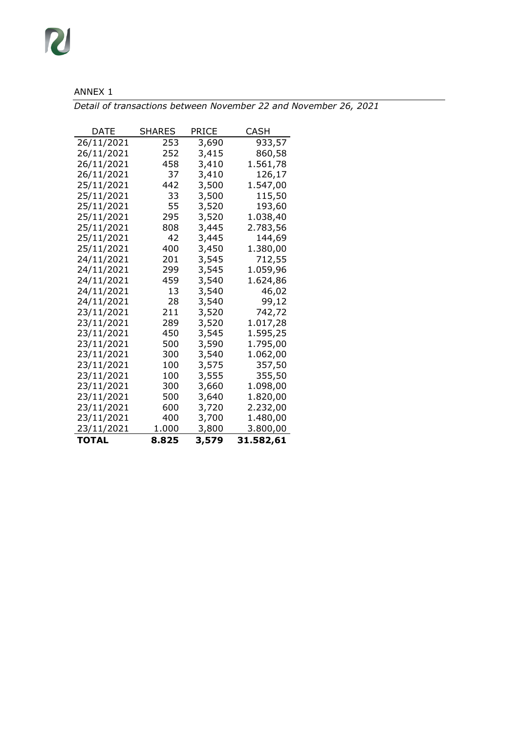ANNEX 1

*Detail of transactions between November 22 and November 26, 2021*

| DATE | SHARES | PRICE | CASH |
|---|---|---|---|
| 26/11/2021 | 253 | 3,690 | 933,57 |
| 26/11/2021 | 252 | 3,415 | 860,58 |
| 26/11/2021 | 458 | 3,410 | 1.561,78 |
| 26/11/2021 | 37 | 3,410 | 126,17 |
| 25/11/2021 | 442 | 3,500 | 1.547,00 |
| 25/11/2021 | 33 | 3,500 | 115,50 |
| 25/11/2021 | 55 | 3,520 | 193,60 |
| 25/11/2021 | 295 | 3,520 | 1.038,40 |
| 25/11/2021 | 808 | 3,445 | 2.783,56 |
| 25/11/2021 | 42 | 3,445 | 144,69 |
| 25/11/2021 | 400 | 3,450 | 1.380,00 |
| 24/11/2021 | 201 | 3,545 | 712,55 |
| 24/11/2021 | 299 | 3,545 | 1.059,96 |
| 24/11/2021 | 459 | 3,540 | 1.624,86 |
| 24/11/2021 | 13 | 3,540 | 46,02 |
| 24/11/2021 | 28 | 3,540 | 99,12 |
| 23/11/2021 | 211 | 3,520 | 742,72 |
| 23/11/2021 | 289 | 3,520 | 1.017,28 |
| 23/11/2021 | 450 | 3,545 | 1.595,25 |
| 23/11/2021 | 500 | 3,590 | 1.795,00 |
| 23/11/2021 | 300 | 3,540 | 1.062,00 |
| 23/11/2021 | 100 | 3,575 | 357,50 |
| 23/11/2021 | 100 | 3,555 | 355,50 |
| 23/11/2021 | 300 | 3,660 | 1.098,00 |
| 23/11/2021 | 500 | 3,640 | 1.820,00 |
| 23/11/2021 | 600 | 3,720 | 2.232,00 |
| 23/11/2021 | 400 | 3,700 | 1.480,00 |
| 23/11/2021 | 1.000 | 3,800 | 3.800,00 |
| **TOTAL** | **8.825** | **3,579** | **31.582,61** |